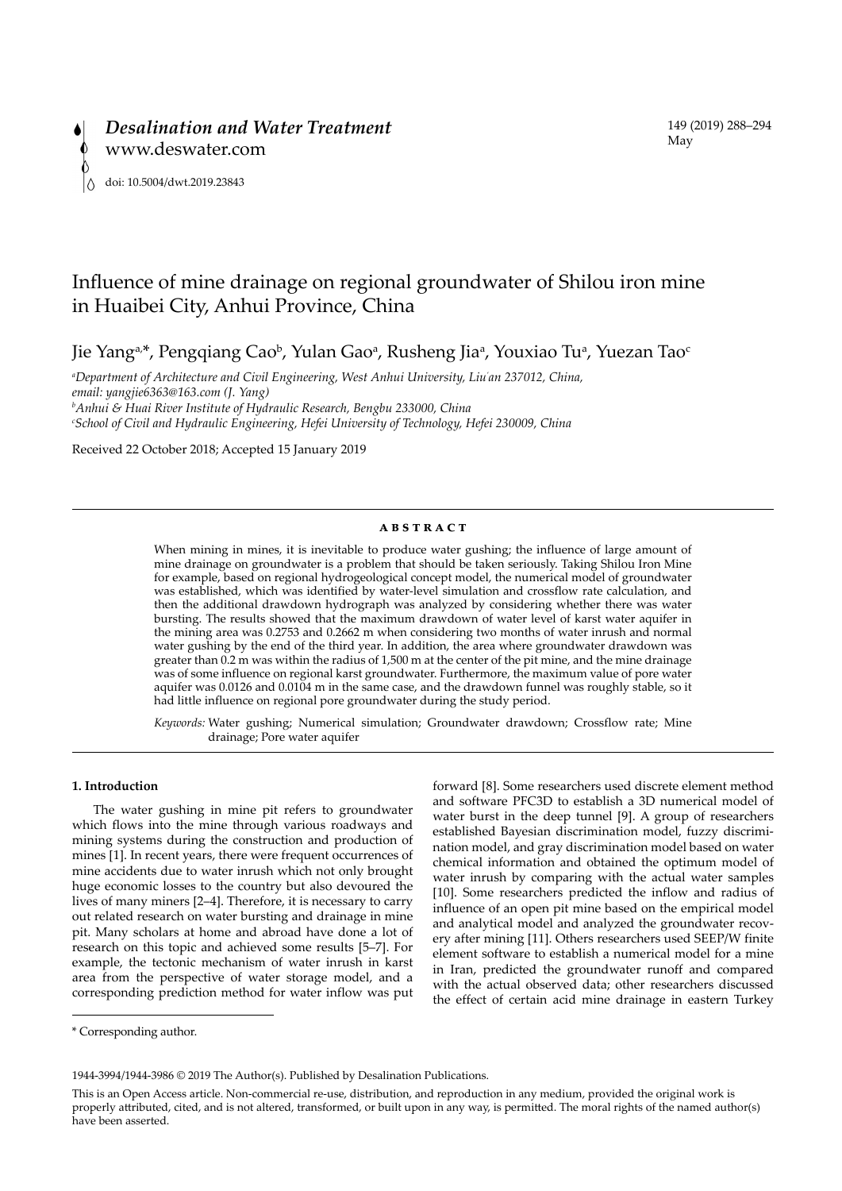*Desalination and Water Treatment*
www.deswater.com

doi: 10.5004/dwt.2019.23843

# Influence of mine drainage on regional groundwater of Shilou iron mine in Huaibei City, Anhui Province, China

Jie Yang[a,*], Pengqiang Cao[b], Yulan Gao[a], Rusheng Jia[a], Youxiao Tu[a], Yuezan Tao[c]

[a]*Department of Architecture and Civil Engineering, West Anhui University, Liu'an 237012, China, email: yangjie6363@163.com (J. Yang)*
[b]*Anhui & Huai River Institute of Hydraulic Research, Bengbu 233000, China*
[c]*School of Civil and Hydraulic Engineering, Hefei University of Technology, Hefei 230009, China*

Received 22 October 2018; Accepted 15 January 2019

## ABSTRACT

When mining in mines, it is inevitable to produce water gushing; the influence of large amount of mine drainage on groundwater is a problem that should be taken seriously. Taking Shilou Iron Mine for example, based on regional hydrogeological concept model, the numerical model of groundwater was established, which was identified by water-level simulation and crossflow rate calculation, and then the additional drawdown hydrograph was analyzed by considering whether there was water bursting. The results showed that the maximum drawdown of water level of karst water aquifer in the mining area was 0.2753 and 0.2662 m when considering two months of water inrush and normal water gushing by the end of the third year. In addition, the area where groundwater drawdown was greater than 0.2 m was within the radius of 1,500 m at the center of the pit mine, and the mine drainage was of some influence on regional karst groundwater. Furthermore, the maximum value of pore water aquifer was 0.0126 and 0.0104 m in the same case, and the drawdown funnel was roughly stable, so it had little influence on regional pore groundwater during the study period.

*Keywords:* Water gushing; Numerical simulation; Groundwater drawdown; Crossflow rate; Mine drainage; Pore water aquifer

## 1. Introduction

The water gushing in mine pit refers to groundwater which flows into the mine through various roadways and mining systems during the construction and production of mines [1]. In recent years, there were frequent occurrences of mine accidents due to water inrush which not only brought huge economic losses to the country but also devoured the lives of many miners [2–4]. Therefore, it is necessary to carry out related research on water bursting and drainage in mine pit. Many scholars at home and abroad have done a lot of research on this topic and achieved some results [5–7]. For example, the tectonic mechanism of water inrush in karst area from the perspective of water storage model, and a corresponding prediction method for water inflow was put forward [8]. Some researchers used discrete element method and software PFC3D to establish a 3D numerical model of water burst in the deep tunnel [9]. A group of researchers established Bayesian discrimination model, fuzzy discrimination model, and gray discrimination model based on water chemical information and obtained the optimum model of water inrush by comparing with the actual water samples [10]. Some researchers predicted the inflow and radius of influence of an open pit mine based on the empirical model and analytical model and analyzed the groundwater recovery after mining [11]. Others researchers used SEEP/W finite element software to establish a numerical model for a mine in Iran, predicted the groundwater runoff and compared with the actual observed data; other researchers discussed the effect of certain acid mine drainage in eastern Turkey

\* Corresponding author.

1944-3994/1944-3986 © 2019 The Author(s). Published by Desalination Publications.

This is an Open Access article. Non-commercial re-use, distribution, and reproduction in any medium, provided the original work is properly attributed, cited, and is not altered, transformed, or built upon in any way, is permitted. The moral rights of the named author(s) have been asserted.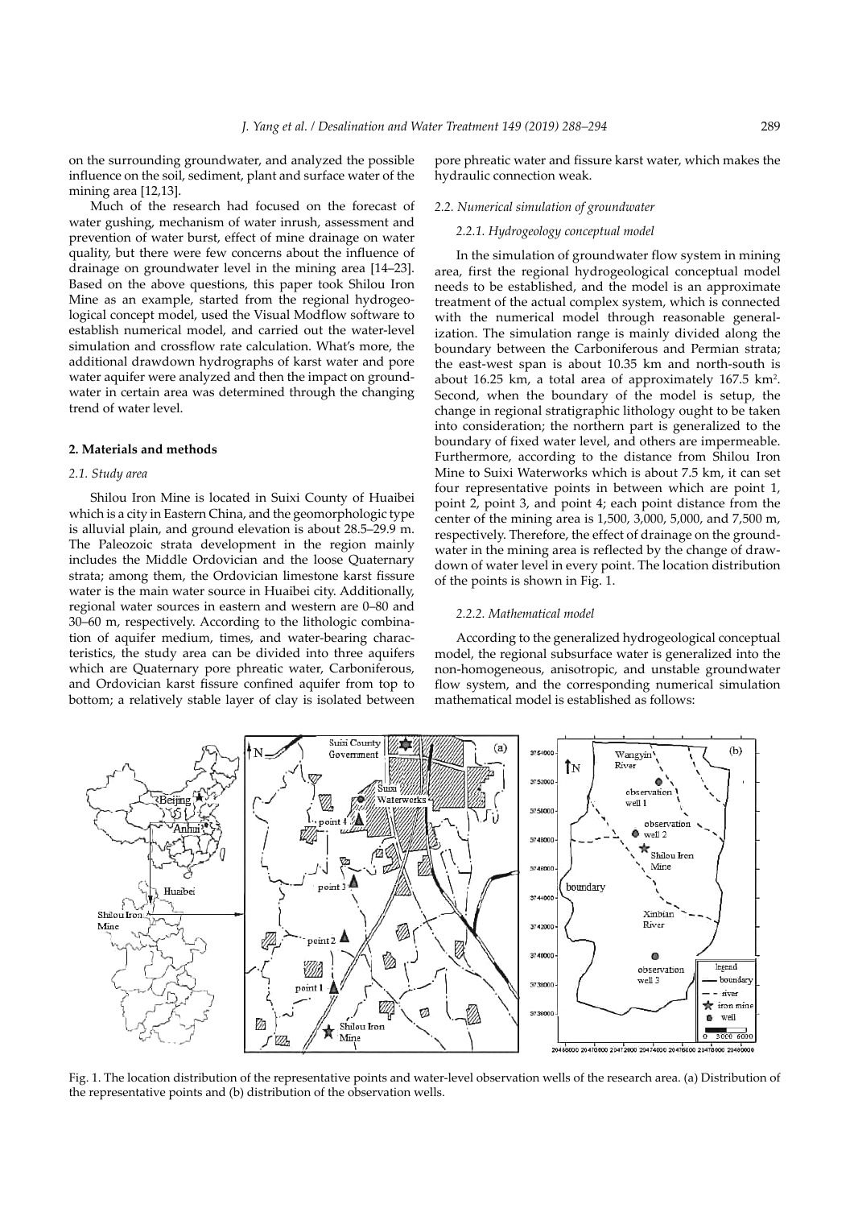on the surrounding groundwater, and analyzed the possible influence on the soil, sediment, plant and surface water of the mining area [12,13].

Much of the research had focused on the forecast of water gushing, mechanism of water inrush, assessment and prevention of water burst, effect of mine drainage on water quality, but there were few concerns about the influence of drainage on groundwater level in the mining area [14–23]. Based on the above questions, this paper took Shilou Iron Mine as an example, started from the regional hydrogeological concept model, used the Visual Modflow software to establish numerical model, and carried out the water-level simulation and crossflow rate calculation. What's more, the additional drawdown hydrographs of karst water and pore water aquifer were analyzed and then the impact on groundwater in certain area was determined through the changing trend of water level.

## 2. Materials and methods

### 2.1. Study area

Shilou Iron Mine is located in Suixi County of Huaibei which is a city in Eastern China, and the geomorphologic type is alluvial plain, and ground elevation is about 28.5–29.9 m. The Paleozoic strata development in the region mainly includes the Middle Ordovician and the loose Quaternary strata; among them, the Ordovician limestone karst fissure water is the main water source in Huaibei city. Additionally, regional water sources in eastern and western are 0–80 and 30–60 m, respectively. According to the lithologic combination of aquifer medium, times, and water-bearing characteristics, the study area can be divided into three aquifers which are Quaternary pore phreatic water, Carboniferous, and Ordovician karst fissure confined aquifer from top to bottom; a relatively stable layer of clay is isolated between pore phreatic water and fissure karst water, which makes the hydraulic connection weak.

### 2.2. Numerical simulation of groundwater

#### 2.2.1. Hydrogeology conceptual model

In the simulation of groundwater flow system in mining area, first the regional hydrogeological conceptual model needs to be established, and the model is an approximate treatment of the actual complex system, which is connected with the numerical model through reasonable generalization. The simulation range is mainly divided along the boundary between the Carboniferous and Permian strata; the east-west span is about 10.35 km and north-south is about 16.25 km, a total area of approximately 167.5 km². Second, when the boundary of the model is setup, the change in regional stratigraphic lithology ought to be taken into consideration; the northern part is generalized to the boundary of fixed water level, and others are impermeable. Furthermore, according to the distance from Shilou Iron Mine to Suixi Waterworks which is about 7.5 km, it can set four representative points in between which are point 1, point 2, point 3, and point 4; each point distance from the center of the mining area is 1,500, 3,000, 5,000, and 7,500 m, respectively. Therefore, the effect of drainage on the groundwater in the mining area is reflected by the change of drawdown of water level in every point. The location distribution of the points is shown in Fig. 1.

#### 2.2.2. Mathematical model

According to the generalized hydrogeological conceptual model, the regional subsurface water is generalized into the non-homogeneous, anisotropic, and unstable groundwater flow system, and the corresponding numerical simulation mathematical model is established as follows:

Fig. 1. The location distribution of the representative points and water-level observation wells of the research area. (a) Distribution of the representative points and (b) distribution of the observation wells.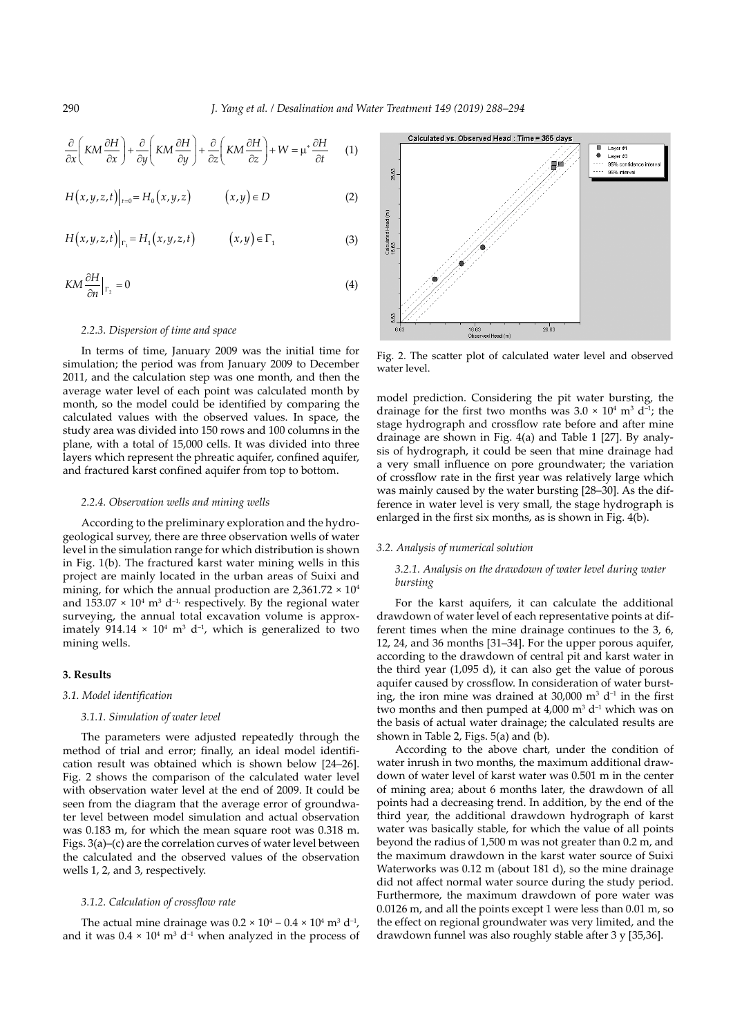$$\frac{\partial}{\partial x}\left(KM\frac{\partial H}{\partial x}\right)+\frac{\partial}{\partial y}\left(KM\frac{\partial H}{\partial y}\right)+\frac{\partial}{\partial z}\left(KM\frac{\partial H}{\partial z}\right)+W=\mu^*\frac{\partial H}{\partial t} \tag{1}$$

$$H(x,y,z,t)\big|_{t=0}=H_0(x,y,z) \qquad (x,y)\in D \tag{2}$$

$$H(x,y,z,t)\big|_{\Gamma_1}=H_1(x,y,z,t) \qquad (x,y)\in \Gamma_1 \tag{3}$$

$$KM\frac{\partial H}{\partial n}\Big|_{\Gamma_2}=0 \tag{4}$$

#### 2.2.3. Dispersion of time and space

In terms of time, January 2009 was the initial time for simulation; the period was from January 2009 to December 2011, and the calculation step was one month, and then the average water level of each point was calculated month by month, so the model could be identified by comparing the calculated values with the observed values. In space, the study area was divided into 150 rows and 100 columns in the plane, with a total of 15,000 cells. It was divided into three layers which represent the phreatic aquifer, confined aquifer, and fractured karst confined aquifer from top to bottom.

#### 2.2.4. Observation wells and mining wells

According to the preliminary exploration and the hydrogeological survey, there are three observation wells of water level in the simulation range for which distribution is shown in Fig. 1(b). The fractured karst water mining wells in this project are mainly located in the urban areas of Suixi and mining, for which the annual production are $2{,}361.72 \times 10^4$ and $153.07 \times 10^4$ m$^3$ d$^{-1}$, respectively. By the regional water surveying, the annual total excavation volume is approximately $914.14 \times 10^4$ m$^3$ d$^{-1}$, which is generalized to two mining wells.

## 3. Results

### 3.1. Model identification

#### 3.1.1. Simulation of water level

The parameters were adjusted repeatedly through the method of trial and error; finally, an ideal model identification result was obtained which is shown below [24–26]. Fig. 2 shows the comparison of the calculated water level with observation water level at the end of 2009. It could be seen from the diagram that the average error of groundwater level between model simulation and actual observation was 0.183 m, for which the mean square root was 0.318 m. Figs. 3(a)–(c) are the correlation curves of water level between the calculated and the observed values of the observation wells 1, 2, and 3, respectively.

#### 3.1.2. Calculation of crossflow rate

The actual mine drainage was $0.2 \times 10^4 - 0.4 \times 10^4$ m$^3$ d$^{-1}$, and it was $0.4 \times 10^4$ m$^3$ d$^{-1}$ when analyzed in the process of model prediction. Considering the pit water bursting, the drainage for the first two months was $3.0 \times 10^4$ m$^3$ d$^{-1}$; the stage hydrograph and crossflow rate before and after mine drainage are shown in Fig. 4(a) and Table 1 [27]. By analysis of hydrograph, it could be seen that mine drainage had a very small influence on pore groundwater; the variation of crossflow rate in the first year was relatively large which was mainly caused by the water bursting [28–30]. As the difference in water level is very small, the stage hydrograph is enlarged in the first six months, as is shown in Fig. 4(b).

Fig. 2. The scatter plot of calculated water level and observed water level.

### 3.2. Analysis of numerical solution

#### 3.2.1. Analysis on the drawdown of water level during water bursting

For the karst aquifers, it can calculate the additional drawdown of water level of each representative points at different times when the mine drainage continues to the 3, 6, 12, 24, and 36 months [31–34]. For the upper porous aquifer, according to the drawdown of central pit and karst water in the third year (1,095 d), it can also get the value of porous aquifer caused by crossflow. In consideration of water bursting, the iron mine was drained at 30,000 m$^3$ d$^{-1}$ in the first two months and then pumped at 4,000 m$^3$ d$^{-1}$ which was on the basis of actual water drainage; the calculated results are shown in Table 2, Figs. 5(a) and (b).

According to the above chart, under the condition of water inrush in two months, the maximum additional drawdown of water level of karst water was 0.501 m in the center of mining area; about 6 months later, the drawdown of all points had a decreasing trend. In addition, by the end of the third year, the additional drawdown hydrograph of karst water was basically stable, for which the value of all points beyond the radius of 1,500 m was not greater than 0.2 m, and the maximum drawdown in the karst water source of Suixi Waterworks was 0.12 m (about 181 d), so the mine drainage did not affect normal water source during the study period. Furthermore, the maximum drawdown of pore water was 0.0126 m, and all the points except 1 were less than 0.01 m, so the effect on regional groundwater was very limited, and the drawdown funnel was also roughly stable after 3 y [35,36].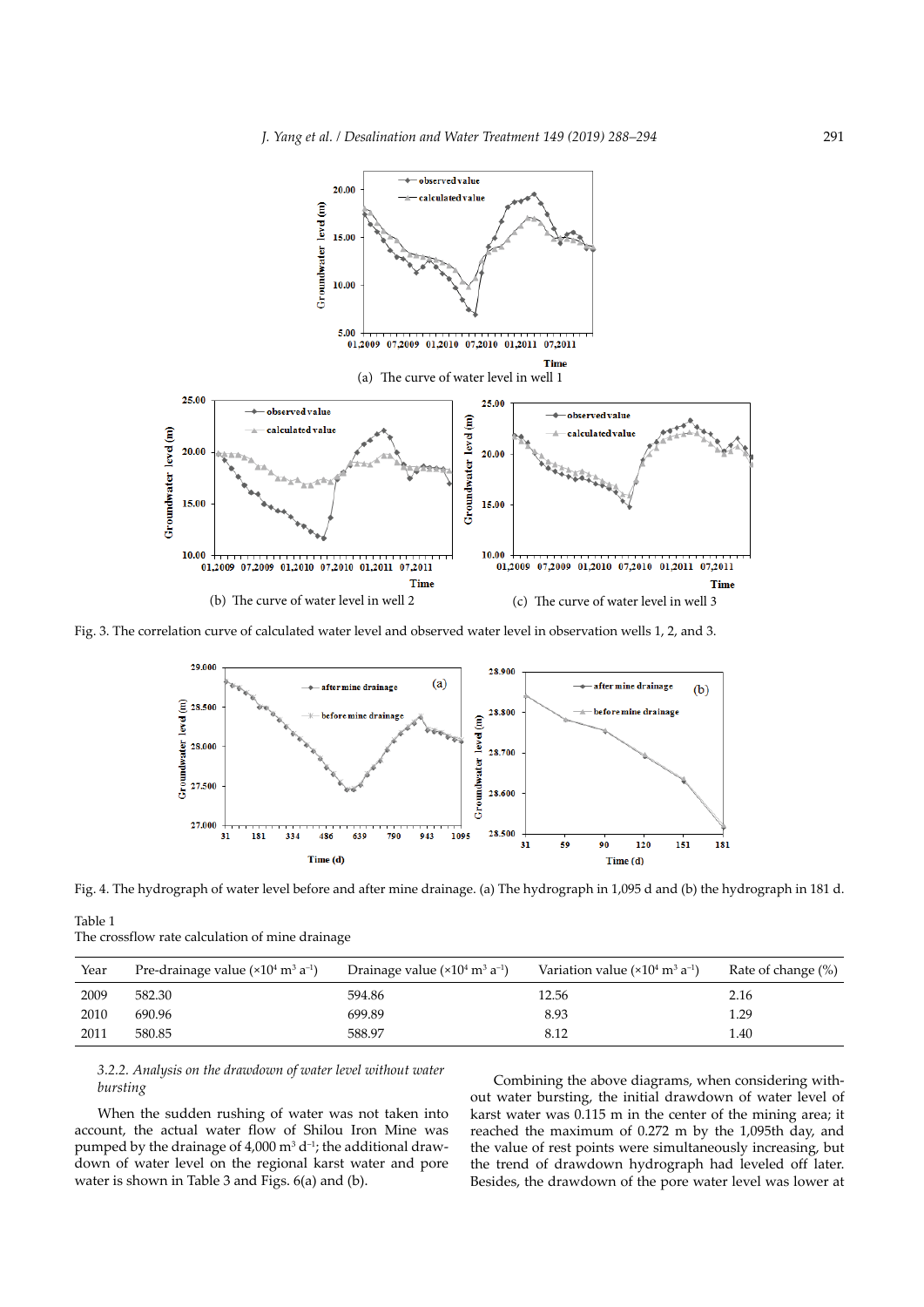(a) The curve of water level in well 1

(b) The curve of water level in well 2

(c) The curve of water level in well 3

Fig. 3. The correlation curve of calculated water level and observed water level in observation wells 1, 2, and 3.

Fig. 4. The hydrograph of water level before and after mine drainage. (a) The hydrograph in 1,095 d and (b) the hydrograph in 181 d.

Table 1
The crossflow rate calculation of mine drainage

| Year | Pre-drainage value ($\times10^4$ m$^3$ a$^{-1}$) | Drainage value ($\times10^4$ m$^3$ a$^{-1}$) | Variation value ($\times10^4$ m$^3$ a$^{-1}$) | Rate of change (%) |
|---|---|---|---|---|
| 2009 | 582.30 | 594.86 | 12.56 | 2.16 |
| 2010 | 690.96 | 699.89 | 8.93 | 1.29 |
| 2011 | 580.85 | 588.97 | 8.12 | 1.40 |

#### *3.2.2. Analysis on the drawdown of water level without water bursting*

When the sudden rushing of water was not taken into account, the actual water flow of Shilou Iron Mine was pumped by the drainage of 4,000 m$^3$ d$^{-1}$; the additional drawdown of water level on the regional karst water and pore water is shown in Table 3 and Figs. 6(a) and (b).

Combining the above diagrams, when considering without water bursting, the initial drawdown of water level of karst water was 0.115 m in the center of the mining area; it reached the maximum of 0.272 m by the 1,095th day, and the value of rest points were simultaneously increasing, but the trend of drawdown hydrograph had leveled off later. Besides, the drawdown of the pore water level was lower at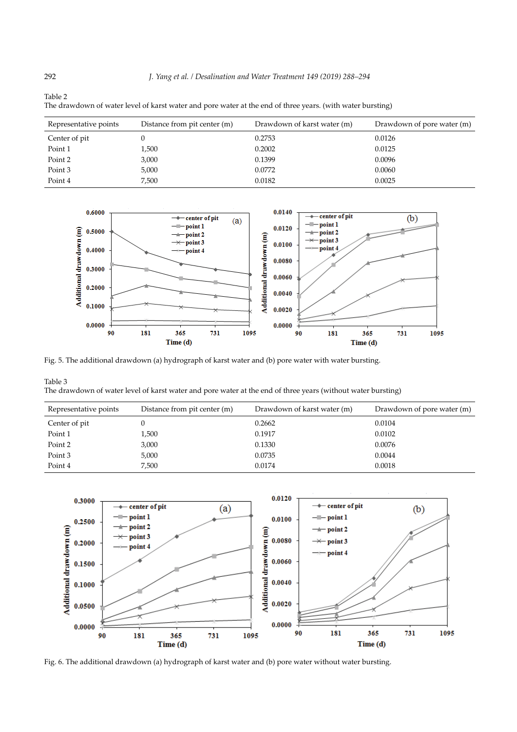Table 2
The drawdown of water level of karst water and pore water at the end of three years. (with water bursting)

| Representative points | Distance from pit center (m) | Drawdown of karst water (m) | Drawdown of pore water (m) |
|---|---|---|---|
| Center of pit | 0 | 0.2753 | 0.0126 |
| Point 1 | 1,500 | 0.2002 | 0.0125 |
| Point 2 | 3,000 | 0.1399 | 0.0096 |
| Point 3 | 5,000 | 0.0772 | 0.0060 |
| Point 4 | 7,500 | 0.0182 | 0.0025 |

Fig. 5. The additional drawdown (a) hydrograph of karst water and (b) pore water with water bursting.

Table 3
The drawdown of water level of karst water and pore water at the end of three years (without water bursting)

| Representative points | Distance from pit center (m) | Drawdown of karst water (m) | Drawdown of pore water (m) |
|---|---|---|---|
| Center of pit | 0 | 0.2662 | 0.0104 |
| Point 1 | 1,500 | 0.1917 | 0.0102 |
| Point 2 | 3,000 | 0.1330 | 0.0076 |
| Point 3 | 5,000 | 0.0735 | 0.0044 |
| Point 4 | 7,500 | 0.0174 | 0.0018 |

Fig. 6. The additional drawdown (a) hydrograph of karst water and (b) pore water without water bursting.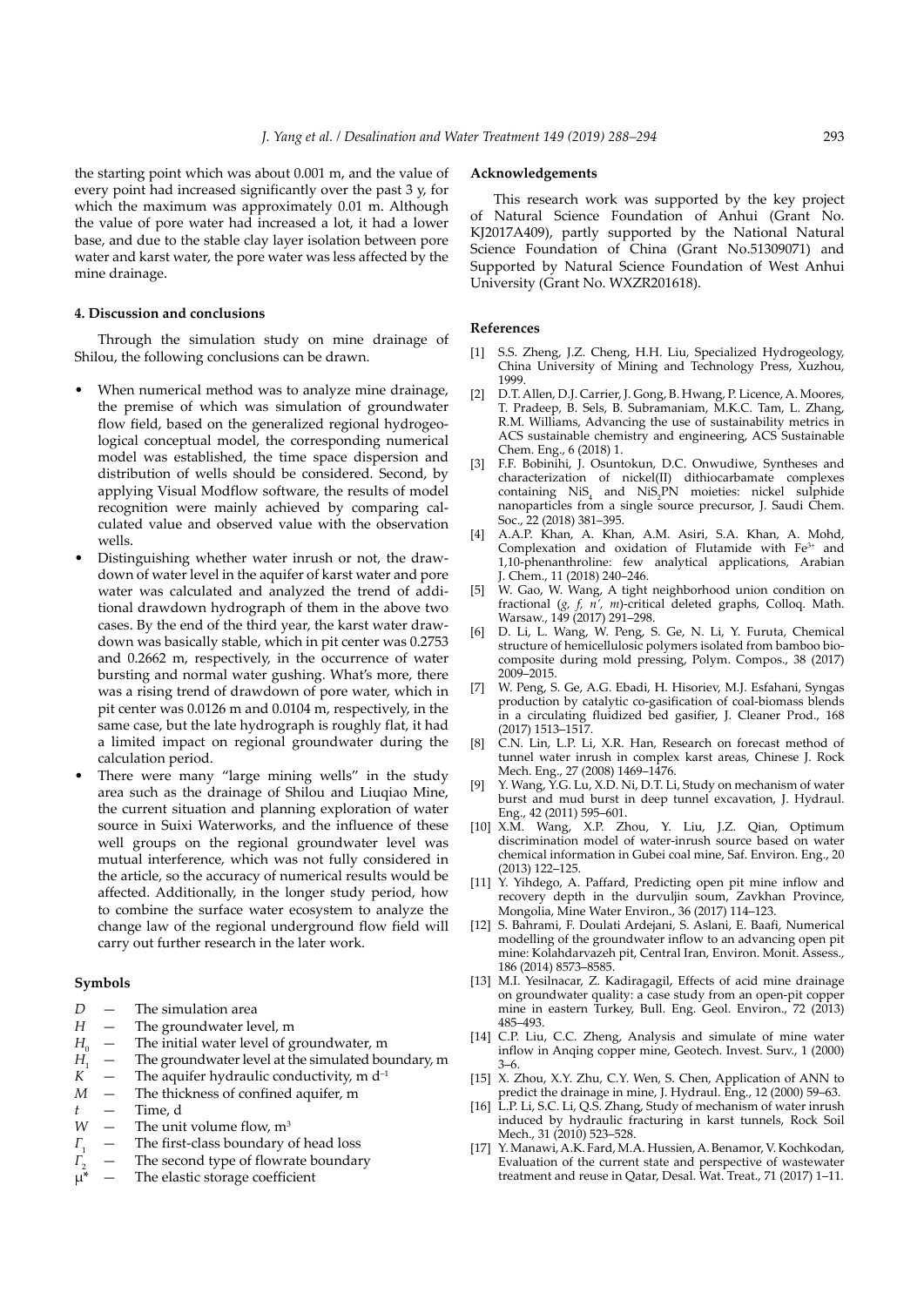the starting point which was about 0.001 m, and the value of every point had increased significantly over the past 3 y, for which the maximum was approximately 0.01 m. Although the value of pore water had increased a lot, it had a lower base, and due to the stable clay layer isolation between pore water and karst water, the pore water was less affected by the mine drainage.

## 4. Discussion and conclusions

Through the simulation study on mine drainage of Shilou, the following conclusions can be drawn.

- When numerical method was to analyze mine drainage, the premise of which was simulation of groundwater flow field, based on the generalized regional hydrogeological conceptual model, the corresponding numerical model was established, the time space dispersion and distribution of wells should be considered. Second, by applying Visual Modflow software, the results of model recognition were mainly achieved by comparing calculated value and observed value with the observation wells.
- Distinguishing whether water inrush or not, the drawdown of water level in the aquifer of karst water and pore water was calculated and analyzed the trend of additional drawdown hydrograph of them in the above two cases. By the end of the third year, the karst water drawdown was basically stable, which in pit center was 0.2753 and 0.2662 m, respectively, in the occurrence of water bursting and normal water gushing. What's more, there was a rising trend of drawdown of pore water, which in pit center was 0.0126 m and 0.0104 m, respectively, in the same case, but the late hydrograph is roughly flat, it had a limited impact on regional groundwater during the calculation period.
- There were many "large mining wells" in the study area such as the drainage of Shilou and Liuqiao Mine, the current situation and planning exploration of water source in Suixi Waterworks, and the influence of these well groups on the regional groundwater level was mutual interference, which was not fully considered in the article, so the accuracy of numerical results would be affected. Additionally, in the longer study period, how to combine the surface water ecosystem to analyze the change law of the regional underground flow field will carry out further research in the later work.

## Symbols

- $D$ — The simulation area
- $H$ — The groundwater level, m
- $H_0$ — The initial water level of groundwater, m
- $H_1$ — The groundwater level at the simulated boundary, m
- $K$ — The aquifer hydraulic conductivity, m $d^{-1}$
- $M$ — The thickness of confined aquifer, m
- $t$ — Time, d
- $W$ — The unit volume flow, $m^3$
- $\Gamma_1$ — The first-class boundary of head loss
- $\Gamma_2$ — The second type of flowrate boundary
- $\mu^*$ — The elastic storage coefficient

## Acknowledgements

This research work was supported by the key project of Natural Science Foundation of Anhui (Grant No. KJ2017A409), partly supported by the National Natural Science Foundation of China (Grant No.51309071) and Supported by Natural Science Foundation of West Anhui University (Grant No. WXZR201618).

## References

[1] S.S. Zheng, J.Z. Cheng, H.H. Liu, Specialized Hydrogeology, China University of Mining and Technology Press, Xuzhou, 1999.

[2] D.T. Allen, D.J. Carrier, J. Gong, B. Hwang, P. Licence, A. Moores, T. Pradeep, B. Sels, B. Subramaniam, M.K.C. Tam, L. Zhang, R.M. Williams, Advancing the use of sustainability metrics in ACS sustainable chemistry and engineering, ACS Sustainable Chem. Eng., 6 (2018) 1.

[3] F.F. Bobinihi, J. Osuntokun, D.C. Onwudiwe, Syntheses and characterization of nickel(II) dithiocarbamate complexes containing $NiS_4$ and $NiS_2PN$ moieties: nickel sulphide nanoparticles from a single source precursor, J. Saudi Chem. Soc., 22 (2018) 381–395.

[4] A.A.P. Khan, A. Khan, A.M. Asiri, S.A. Khan, A. Mohd, Complexation and oxidation of Flutamide with $Fe^{3+}$ and 1,10-phenanthroline: few analytical applications, Arabian J. Chem., 11 (2018) 240–246.

[5] W. Gao, W. Wang, A tight neighborhood union condition on fractional (*g, f, n′, m*)-critical deleted graphs, Colloq. Math. Warsaw., 149 (2017) 291–298.

[6] D. Li, L. Wang, W. Peng, S. Ge, N. Li, Y. Furuta, Chemical structure of hemicellulosic polymers isolated from bamboo biocomposite during mold pressing, Polym. Compos., 38 (2017) 2009–2015.

[7] W. Peng, S. Ge, A.G. Ebadi, H. Hisoriev, M.J. Esfahani, Syngas production by catalytic co-gasification of coal-biomass blends in a circulating fluidized bed gasifier, J. Cleaner Prod., 168 (2017) 1513–1517.

[8] C.N. Lin, L.P. Li, X.R. Han, Research on forecast method of tunnel water inrush in complex karst areas, Chinese J. Rock Mech. Eng., 27 (2008) 1469–1476.

[9] Y. Wang, Y.G. Lu, X.D. Ni, D.T. Li, Study on mechanism of water burst and mud burst in deep tunnel excavation, J. Hydraul. Eng., 42 (2011) 595–601.

[10] X.M. Wang, X.P. Zhou, Y. Liu, J.Z. Qian, Optimum discrimination model of water-inrush source based on water chemical information in Gubei coal mine, Saf. Environ. Eng., 20 (2013) 122–125.

[11] Y. Yihdego, A. Paffard, Predicting open pit mine inflow and recovery depth in the durvuljin soum, Zavkhan Province, Mongolia, Mine Water Environ., 36 (2017) 114–123.

[12] S. Bahrami, F. Doulati Ardejani, S. Aslani, E. Baafi, Numerical modelling of the groundwater inflow to an advancing open pit mine: Kolahdarvazeh pit, Central Iran, Environ. Monit. Assess., 186 (2014) 8573–8585.

[13] M.I. Yesilnacar, Z. Kadiragagil, Effects of acid mine drainage on groundwater quality: a case study from an open-pit copper mine in eastern Turkey, Bull. Eng. Geol. Environ., 72 (2013) 485–493.

[14] C.P. Liu, C.C. Zheng, Analysis and simulate of mine water inflow in Anqing copper mine, Geotech. Invest. Surv., 1 (2000) 3–6.

[15] X. Zhou, X.Y. Zhu, C.Y. Wen, S. Chen, Application of ANN to predict the drainage in mine, J. Hydraul. Eng., 12 (2000) 59–63.

[16] L.P. Li, S.C. Li, Q.S. Zhang, Study of mechanism of water inrush induced by hydraulic fracturing in karst tunnels, Rock Soil Mech., 31 (2010) 523–528.

[17] Y. Manawi, A.K. Fard, M.A. Hussien, A. Benamor, V. Kochkodan, Evaluation of the current state and perspective of wastewater treatment and reuse in Qatar, Desal. Wat. Treat., 71 (2017) 1–11.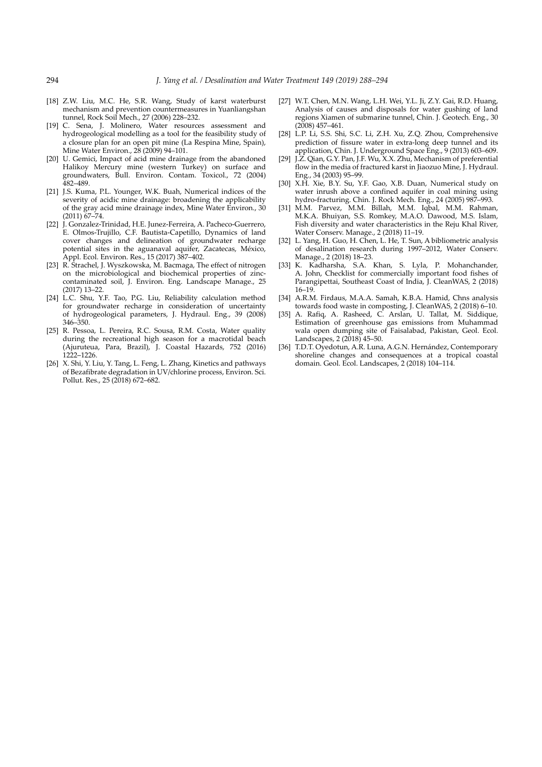[18] Z.W. Liu, M.C. He, S.R. Wang, Study of karst waterburst mechanism and prevention countermeasures in Yuanliangshan tunnel, Rock Soil Mech., 27 (2006) 228–232.

[19] C. Sena, J. Molinero, Water resources assessment and hydrogeological modelling as a tool for the feasibility study of a closure plan for an open pit mine (La Respina Mine, Spain), Mine Water Environ., 28 (2009) 94–101.

[20] U. Gemici, Impact of acid mine drainage from the abandoned Halikoy Mercury mine (western Turkey) on surface and groundwaters, Bull. Environ. Contam. Toxicol., 72 (2004) 482–489.

[21] J.S. Kuma, P.L. Younger, W.K. Buah, Numerical indices of the severity of acidic mine drainage: broadening the applicability of the gray acid mine drainage index, Mine Water Environ., 30 (2011) 67–74.

[22] J. Gonzalez-Trinidad, H.E. Junez-Ferreira, A. Pacheco-Guerrero, E. Olmos-Trujillo, C.F. Bautista-Capetillo, Dynamics of land cover changes and delineation of groundwater recharge potential sites in the aguanaval aquifer, Zacatecas, México, Appl. Ecol. Environ. Res., 15 (2017) 387–402.

[23] R. Strachel, J. Wyszkowska, M. Bacmaga, The effect of nitrogen on the microbiological and biochemical properties of zinc-contaminated soil, J. Environ. Eng. Landscape Manage., 25 (2017) 13–22.

[24] L.C. Shu, Y.F. Tao, P.G. Liu, Reliability calculation method for groundwater recharge in consideration of uncertainty of hydrogeological parameters, J. Hydraul. Eng., 39 (2008) 346–350.

[25] R. Pessoa, L. Pereira, R.C. Sousa, R.M. Costa, Water quality during the recreational high season for a macrotidal beach (Ajuruteua, Para, Brazil), J. Coastal Hazards, 752 (2016) 1222–1226.

[26] X. Shi, Y. Liu, Y. Tang, L. Feng, L. Zhang, Kinetics and pathways of Bezafibrate degradation in UV/chlorine process, Environ. Sci. Pollut. Res., 25 (2018) 672–682.

[27] W.T. Chen, M.N. Wang, L.H. Wei, Y.L. Ji, Z.Y. Gai, R.D. Huang, Analysis of causes and disposals for water gushing of land regions Xiamen of submarine tunnel, Chin. J. Geotech. Eng., 30 (2008) 457–461.

[28] L.P. Li, S.S. Shi, S.C. Li, Z.H. Xu, Z.Q. Zhou, Comprehensive prediction of fissure water in extra-long deep tunnel and its application, Chin. J. Underground Space Eng., 9 (2013) 603–609.

[29] J.Z. Qian, G.Y. Pan, J.F. Wu, X.X. Zhu, Mechanism of preferential flow in the media of fractured karst in Jiaozuo Mine, J. Hydraul. Eng., 34 (2003) 95–99.

[30] X.H. Xie, B.Y. Su, Y.F. Gao, X.B. Duan, Numerical study on water inrush above a confined aquifer in coal mining using hydro-fracturing. Chin. J. Rock Mech. Eng., 24 (2005) 987–993.

[31] M.M. Parvez, M.M. Billah, M.M. Iqbal, M.M. Rahman, M.K.A. Bhuiyan, S.S. Romkey, M.A.O. Dawood, M.S. Islam, Fish diversity and water characteristics in the Reju Khal River, Water Conserv. Manage., 2 (2018) 11–19.

[32] L. Yang, H. Guo, H. Chen, L. He, T. Sun, A bibliometric analysis of desalination research during 1997–2012, Water Conserv. Manage., 2 (2018) 18–23.

[33] K. Kadharsha, S.A. Khan, S. Lyla, P. Mohanchander, A. John, Checklist for commercially important food fishes of Parangipettai, Southeast Coast of India, J. CleanWAS, 2 (2018) 16–19.

[34] A.R.M. Firdaus, M.A.A. Samah, K.B.A. Hamid, Chns analysis towards food waste in composting, J. CleanWAS, 2 (2018) 6–10.

[35] A. Rafiq, A. Rasheed, C. Arslan, U. Tallat, M. Siddique, Estimation of greenhouse gas emissions from Muhammad wala open dumping site of Faisalabad, Pakistan, Geol. Ecol. Landscapes, 2 (2018) 45–50.

[36] T.D.T. Oyedotun, A.R. Luna, A.G.N. Hernández, Contemporary shoreline changes and consequences at a tropical coastal domain. Geol. Ecol. Landscapes, 2 (2018) 104–114.